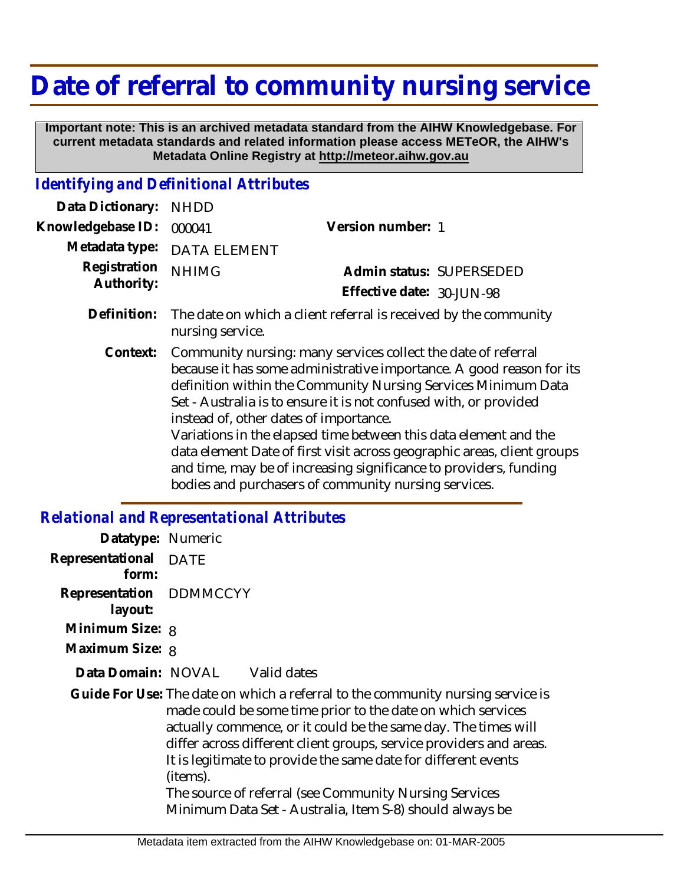# Date of referral to community nursing service

**Important note: This is an archived metadata standard from the AIHW Knowledgebase. For current metadata standards and related information please access METeOR, the AIHW's Metadata Online Registry at http://meteor.aihw.gov.au**

## *Identifying and Definitional Attributes*

| | | | |
|---|---|---|---|
| **Data Dictionary:** | NHDD | | |
| **Knowledgebase ID:** | 000041 | **Version number:** | 1 |
| **Metadata type:** | DATA ELEMENT | | |
| **Registration Authority:** | NHIMG | **Admin status:** | SUPERSEDED |
| | | **Effective date:** | 30-JUN-98 |

**Definition:** The date on which a client referral is received by the community nursing service.

**Context:** Community nursing: many services collect the date of referral because it has some administrative importance. A good reason for its definition within the Community Nursing Services Minimum Data Set - Australia is to ensure it is not confused with, or provided instead of, other dates of importance.
Variations in the elapsed time between this data element and the data element Date of first visit across geographic areas, client groups and time, may be of increasing significance to providers, funding bodies and purchasers of community nursing services.

## *Relational and Representational Attributes*

**Datatype:** Numeric

**Representational form:** DATE

**Representation layout:** DDMMCCYY

**Minimum Size:** 8

**Maximum Size:** 8

**Data Domain:** NOVAL Valid dates

**Guide For Use:** The date on which a referral to the community nursing service is made could be some time prior to the date on which services actually commence, or it could be the same day. The times will differ across different client groups, service providers and areas. It is legitimate to provide the same date for different events (items).
The source of referral (see Community Nursing Services Minimum Data Set - Australia, Item S-8) should always be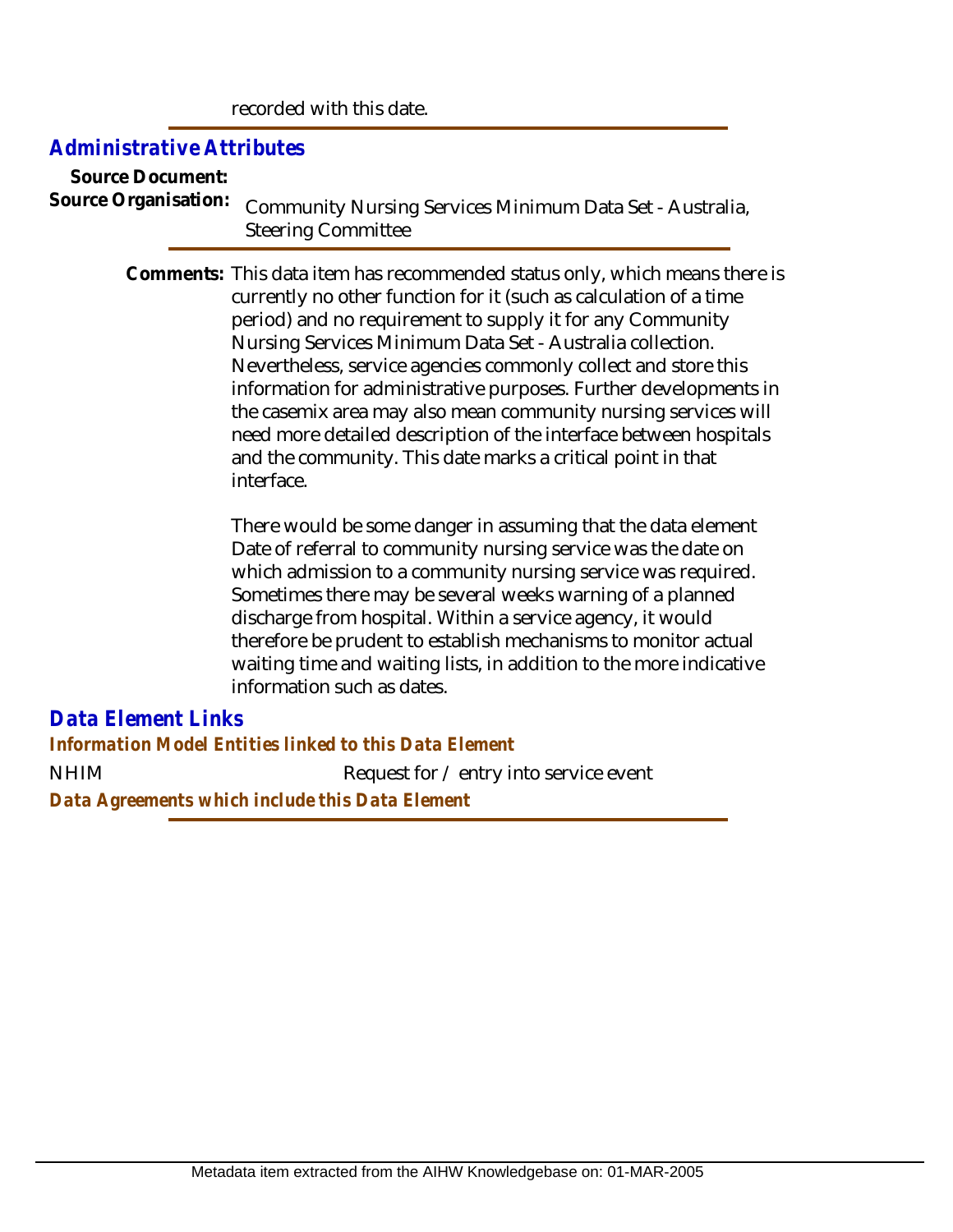recorded with this date.

## Administrative Attributes

**Source Document:**

**Source Organisation:** Community Nursing Services Minimum Data Set - Australia, Steering Committee

**Comments:** This data item has recommended status only, which means there is currently no other function for it (such as calculation of a time period) and no requirement to supply it for any Community Nursing Services Minimum Data Set - Australia collection. Nevertheless, service agencies commonly collect and store this information for administrative purposes. Further developments in the casemix area may also mean community nursing services will need more detailed description of the interface between hospitals and the community. This date marks a critical point in that interface.

There would be some danger in assuming that the data element Date of referral to community nursing service was the date on which admission to a community nursing service was required. Sometimes there may be several weeks warning of a planned discharge from hospital. Within a service agency, it would therefore be prudent to establish mechanisms to monitor actual waiting time and waiting lists, in addition to the more indicative information such as dates.

## Data Element Links

### Information Model Entities linked to this Data Element

NHIM Request for / entry into service event

### Data Agreements which include this Data Element

Metadata item extracted from the AIHW Knowledgebase on: 01-MAR-2005